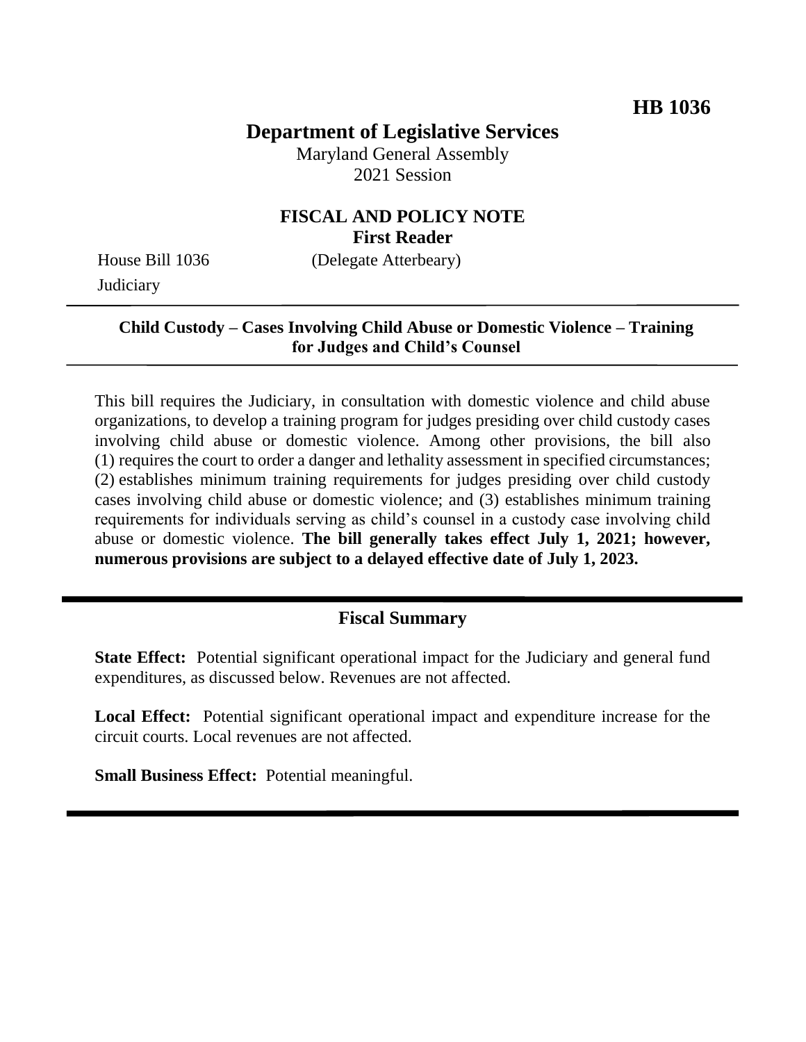**HB 1036**

# Department of Legislative Services

Maryland General Assembly
2021 Session

## FISCAL AND POLICY NOTE
**First Reader**

House Bill 1036 (Delegate Atterbeary)
Judiciary

---

**Child Custody – Cases Involving Child Abuse or Domestic Violence – Training for Judges and Child's Counsel**

---

This bill requires the Judiciary, in consultation with domestic violence and child abuse organizations, to develop a training program for judges presiding over child custody cases involving child abuse or domestic violence. Among other provisions, the bill also (1) requires the court to order a danger and lethality assessment in specified circumstances; (2) establishes minimum training requirements for judges presiding over child custody cases involving child abuse or domestic violence; and (3) establishes minimum training requirements for individuals serving as child's counsel in a custody case involving child abuse or domestic violence. **The bill generally takes effect July 1, 2021; however, numerous provisions are subject to a delayed effective date of July 1, 2023.**

---

## Fiscal Summary

**State Effect:** Potential significant operational impact for the Judiciary and general fund expenditures, as discussed below. Revenues are not affected.

**Local Effect:** Potential significant operational impact and expenditure increase for the circuit courts. Local revenues are not affected.

**Small Business Effect:** Potential meaningful.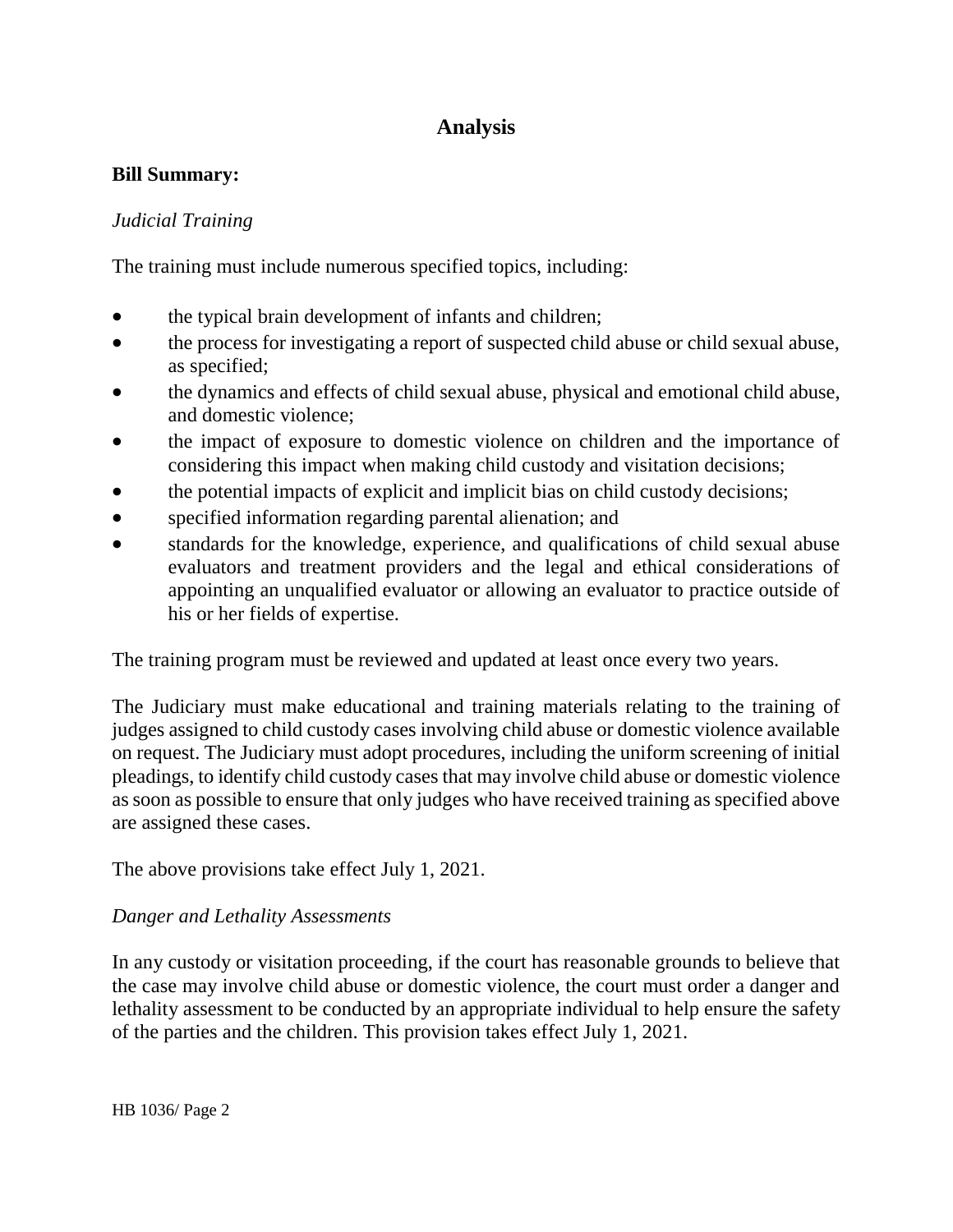## Analysis

**Bill Summary:**

*Judicial Training*

The training must include numerous specified topics, including:

- the typical brain development of infants and children;
- the process for investigating a report of suspected child abuse or child sexual abuse, as specified;
- the dynamics and effects of child sexual abuse, physical and emotional child abuse, and domestic violence;
- the impact of exposure to domestic violence on children and the importance of considering this impact when making child custody and visitation decisions;
- the potential impacts of explicit and implicit bias on child custody decisions;
- specified information regarding parental alienation; and
- standards for the knowledge, experience, and qualifications of child sexual abuse evaluators and treatment providers and the legal and ethical considerations of appointing an unqualified evaluator or allowing an evaluator to practice outside of his or her fields of expertise.

The training program must be reviewed and updated at least once every two years.

The Judiciary must make educational and training materials relating to the training of judges assigned to child custody cases involving child abuse or domestic violence available on request. The Judiciary must adopt procedures, including the uniform screening of initial pleadings, to identify child custody cases that may involve child abuse or domestic violence as soon as possible to ensure that only judges who have received training as specified above are assigned these cases.

The above provisions take effect July 1, 2021.

*Danger and Lethality Assessments*

In any custody or visitation proceeding, if the court has reasonable grounds to believe that the case may involve child abuse or domestic violence, the court must order a danger and lethality assessment to be conducted by an appropriate individual to help ensure the safety of the parties and the children. This provision takes effect July 1, 2021.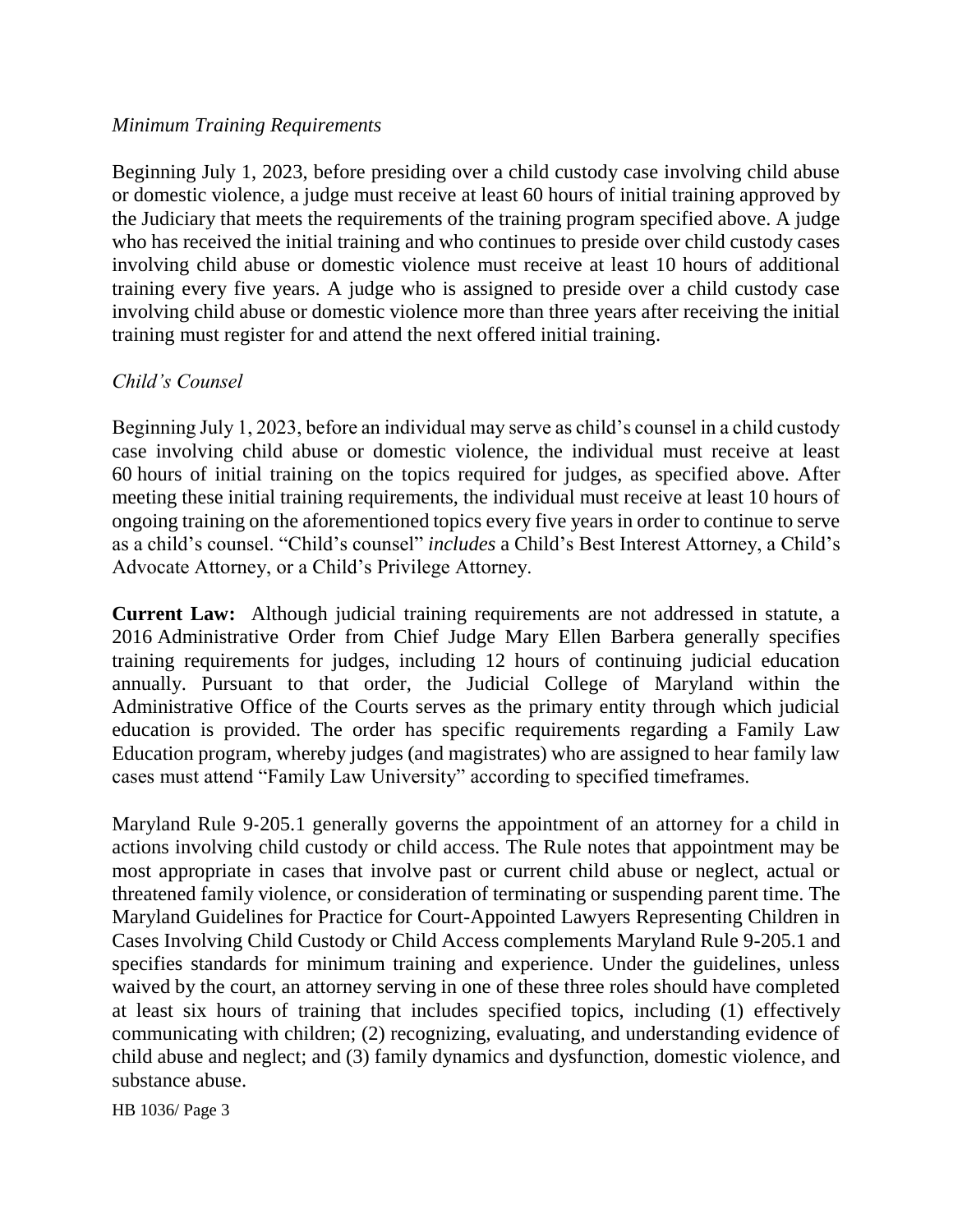*Minimum Training Requirements*

Beginning July 1, 2023, before presiding over a child custody case involving child abuse or domestic violence, a judge must receive at least 60 hours of initial training approved by the Judiciary that meets the requirements of the training program specified above. A judge who has received the initial training and who continues to preside over child custody cases involving child abuse or domestic violence must receive at least 10 hours of additional training every five years. A judge who is assigned to preside over a child custody case involving child abuse or domestic violence more than three years after receiving the initial training must register for and attend the next offered initial training.

*Child's Counsel*

Beginning July 1, 2023, before an individual may serve as child's counsel in a child custody case involving child abuse or domestic violence, the individual must receive at least 60 hours of initial training on the topics required for judges, as specified above. After meeting these initial training requirements, the individual must receive at least 10 hours of ongoing training on the aforementioned topics every five years in order to continue to serve as a child's counsel. "Child's counsel" *includes* a Child's Best Interest Attorney, a Child's Advocate Attorney, or a Child's Privilege Attorney.

**Current Law:** Although judicial training requirements are not addressed in statute, a 2016 Administrative Order from Chief Judge Mary Ellen Barbera generally specifies training requirements for judges, including 12 hours of continuing judicial education annually. Pursuant to that order, the Judicial College of Maryland within the Administrative Office of the Courts serves as the primary entity through which judicial education is provided. The order has specific requirements regarding a Family Law Education program, whereby judges (and magistrates) who are assigned to hear family law cases must attend "Family Law University" according to specified timeframes.

Maryland Rule 9-205.1 generally governs the appointment of an attorney for a child in actions involving child custody or child access. The Rule notes that appointment may be most appropriate in cases that involve past or current child abuse or neglect, actual or threatened family violence, or consideration of terminating or suspending parent time. The Maryland Guidelines for Practice for Court-Appointed Lawyers Representing Children in Cases Involving Child Custody or Child Access complements Maryland Rule 9-205.1 and specifies standards for minimum training and experience. Under the guidelines, unless waived by the court, an attorney serving in one of these three roles should have completed at least six hours of training that includes specified topics, including (1) effectively communicating with children; (2) recognizing, evaluating, and understanding evidence of child abuse and neglect; and (3) family dynamics and dysfunction, domestic violence, and substance abuse.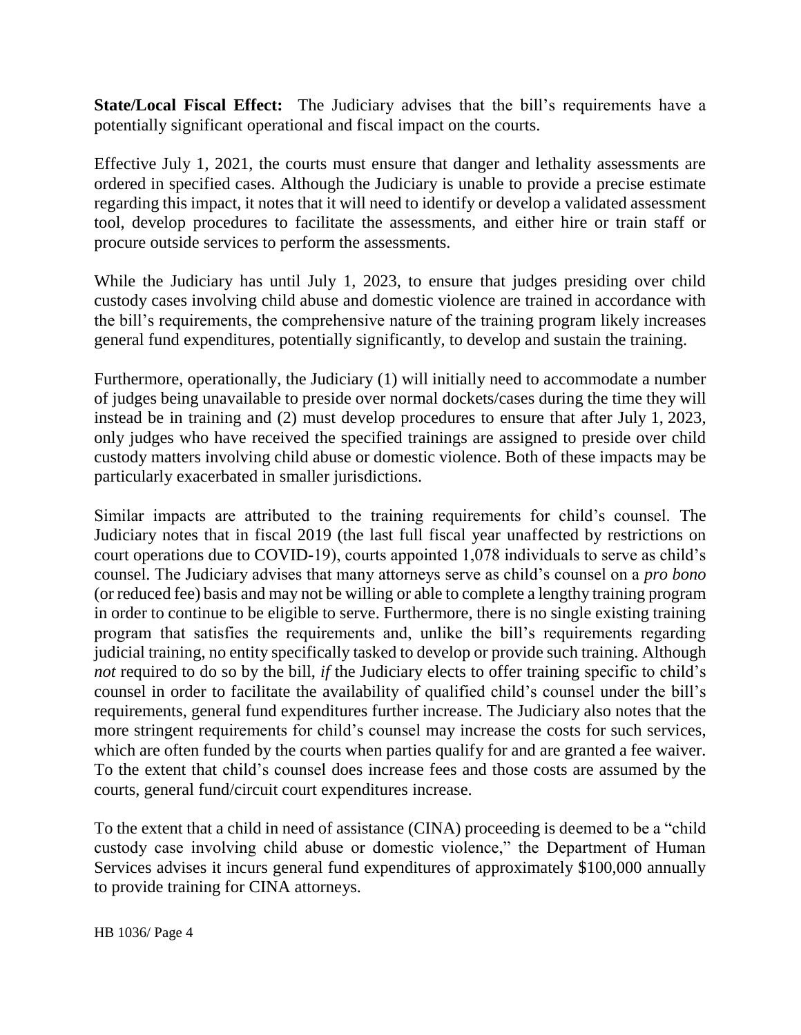**State/Local Fiscal Effect:** The Judiciary advises that the bill's requirements have a potentially significant operational and fiscal impact on the courts.

Effective July 1, 2021, the courts must ensure that danger and lethality assessments are ordered in specified cases. Although the Judiciary is unable to provide a precise estimate regarding this impact, it notes that it will need to identify or develop a validated assessment tool, develop procedures to facilitate the assessments, and either hire or train staff or procure outside services to perform the assessments.

While the Judiciary has until July 1, 2023, to ensure that judges presiding over child custody cases involving child abuse and domestic violence are trained in accordance with the bill's requirements, the comprehensive nature of the training program likely increases general fund expenditures, potentially significantly, to develop and sustain the training.

Furthermore, operationally, the Judiciary (1) will initially need to accommodate a number of judges being unavailable to preside over normal dockets/cases during the time they will instead be in training and (2) must develop procedures to ensure that after July 1, 2023, only judges who have received the specified trainings are assigned to preside over child custody matters involving child abuse or domestic violence. Both of these impacts may be particularly exacerbated in smaller jurisdictions.

Similar impacts are attributed to the training requirements for child's counsel. The Judiciary notes that in fiscal 2019 (the last full fiscal year unaffected by restrictions on court operations due to COVID-19), courts appointed 1,078 individuals to serve as child's counsel. The Judiciary advises that many attorneys serve as child's counsel on a *pro bono* (or reduced fee) basis and may not be willing or able to complete a lengthy training program in order to continue to be eligible to serve. Furthermore, there is no single existing training program that satisfies the requirements and, unlike the bill's requirements regarding judicial training, no entity specifically tasked to develop or provide such training. Although *not* required to do so by the bill, *if* the Judiciary elects to offer training specific to child's counsel in order to facilitate the availability of qualified child's counsel under the bill's requirements, general fund expenditures further increase. The Judiciary also notes that the more stringent requirements for child's counsel may increase the costs for such services, which are often funded by the courts when parties qualify for and are granted a fee waiver. To the extent that child's counsel does increase fees and those costs are assumed by the courts, general fund/circuit court expenditures increase.

To the extent that a child in need of assistance (CINA) proceeding is deemed to be a "child custody case involving child abuse or domestic violence," the Department of Human Services advises it incurs general fund expenditures of approximately $100,000 annually to provide training for CINA attorneys.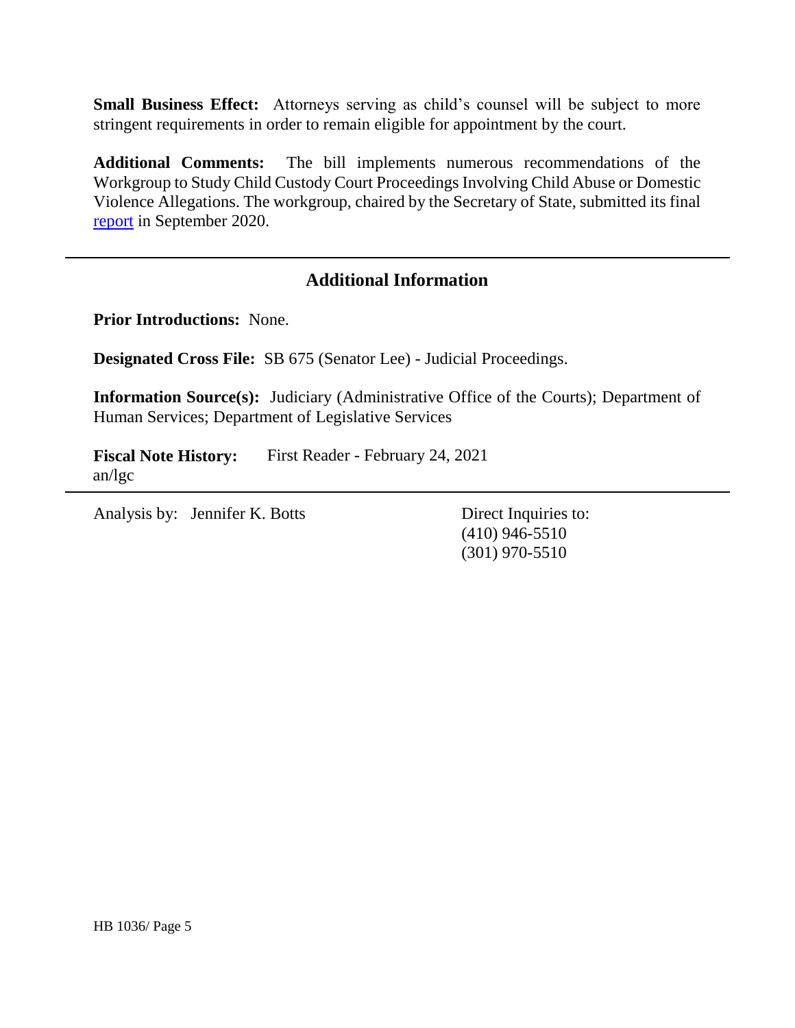**Small Business Effect:** Attorneys serving as child's counsel will be subject to more stringent requirements in order to remain eligible for appointment by the court.

**Additional Comments:** The bill implements numerous recommendations of the Workgroup to Study Child Custody Court Proceedings Involving Child Abuse or Domestic Violence Allegations. The workgroup, chaired by the Secretary of State, submitted its final report in September 2020.

---

## Additional Information

**Prior Introductions:** None.

**Designated Cross File:** SB 675 (Senator Lee) - Judicial Proceedings.

**Information Source(s):** Judiciary (Administrative Office of the Courts); Department of Human Services; Department of Legislative Services

**Fiscal Note History:** First Reader - February 24, 2021
an/lgc

---

Analysis by: Jennifer K. Botts

Direct Inquiries to:
(410) 946-5510
(301) 970-5510